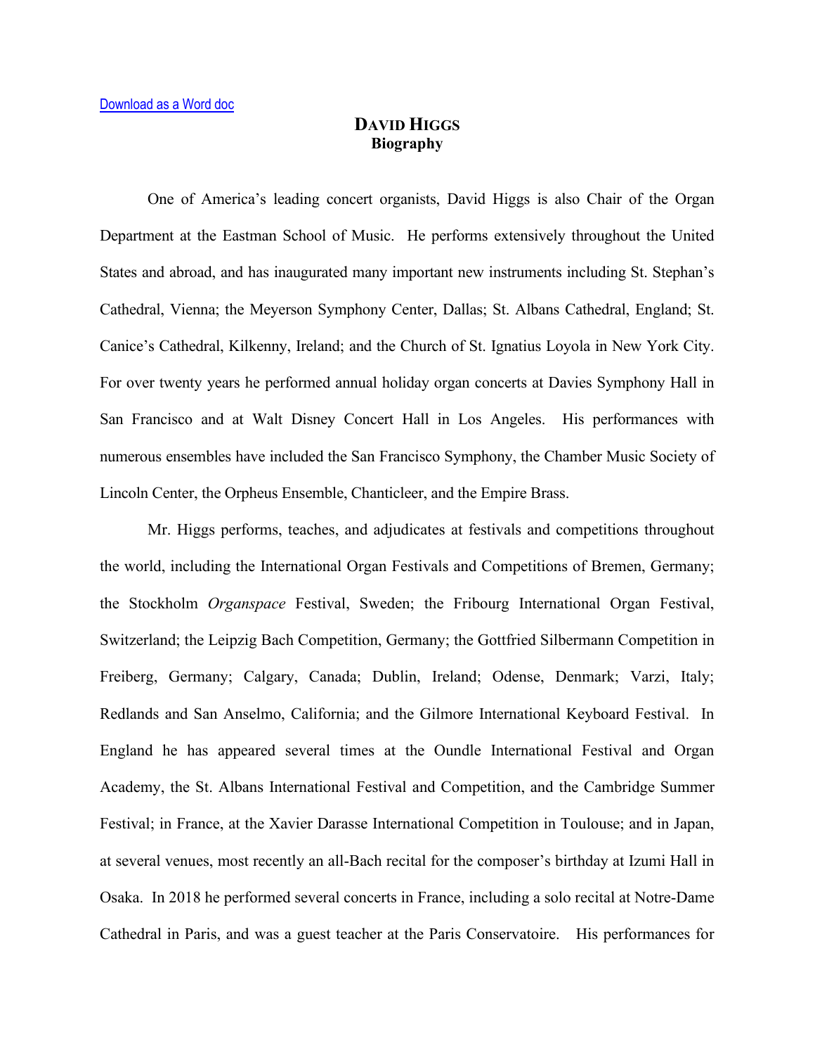[Download as a Word doc]

# DAVID HIGGS
## Biography

One of America's leading concert organists, David Higgs is also Chair of the Organ Department at the Eastman School of Music. He performs extensively throughout the United States and abroad, and has inaugurated many important new instruments including St. Stephan's Cathedral, Vienna; the Meyerson Symphony Center, Dallas; St. Albans Cathedral, England; St. Canice's Cathedral, Kilkenny, Ireland; and the Church of St. Ignatius Loyola in New York City. For over twenty years he performed annual holiday organ concerts at Davies Symphony Hall in San Francisco and at Walt Disney Concert Hall in Los Angeles. His performances with numerous ensembles have included the San Francisco Symphony, the Chamber Music Society of Lincoln Center, the Orpheus Ensemble, Chanticleer, and the Empire Brass.

Mr. Higgs performs, teaches, and adjudicates at festivals and competitions throughout the world, including the International Organ Festivals and Competitions of Bremen, Germany; the Stockholm *Organspace* Festival, Sweden; the Fribourg International Organ Festival, Switzerland; the Leipzig Bach Competition, Germany; the Gottfried Silbermann Competition in Freiberg, Germany; Calgary, Canada; Dublin, Ireland; Odense, Denmark; Varzi, Italy; Redlands and San Anselmo, California; and the Gilmore International Keyboard Festival. In England he has appeared several times at the Oundle International Festival and Organ Academy, the St. Albans International Festival and Competition, and the Cambridge Summer Festival; in France, at the Xavier Darasse International Competition in Toulouse; and in Japan, at several venues, most recently an all-Bach recital for the composer's birthday at Izumi Hall in Osaka. In 2018 he performed several concerts in France, including a solo recital at Notre-Dame Cathedral in Paris, and was a guest teacher at the Paris Conservatoire. His performances for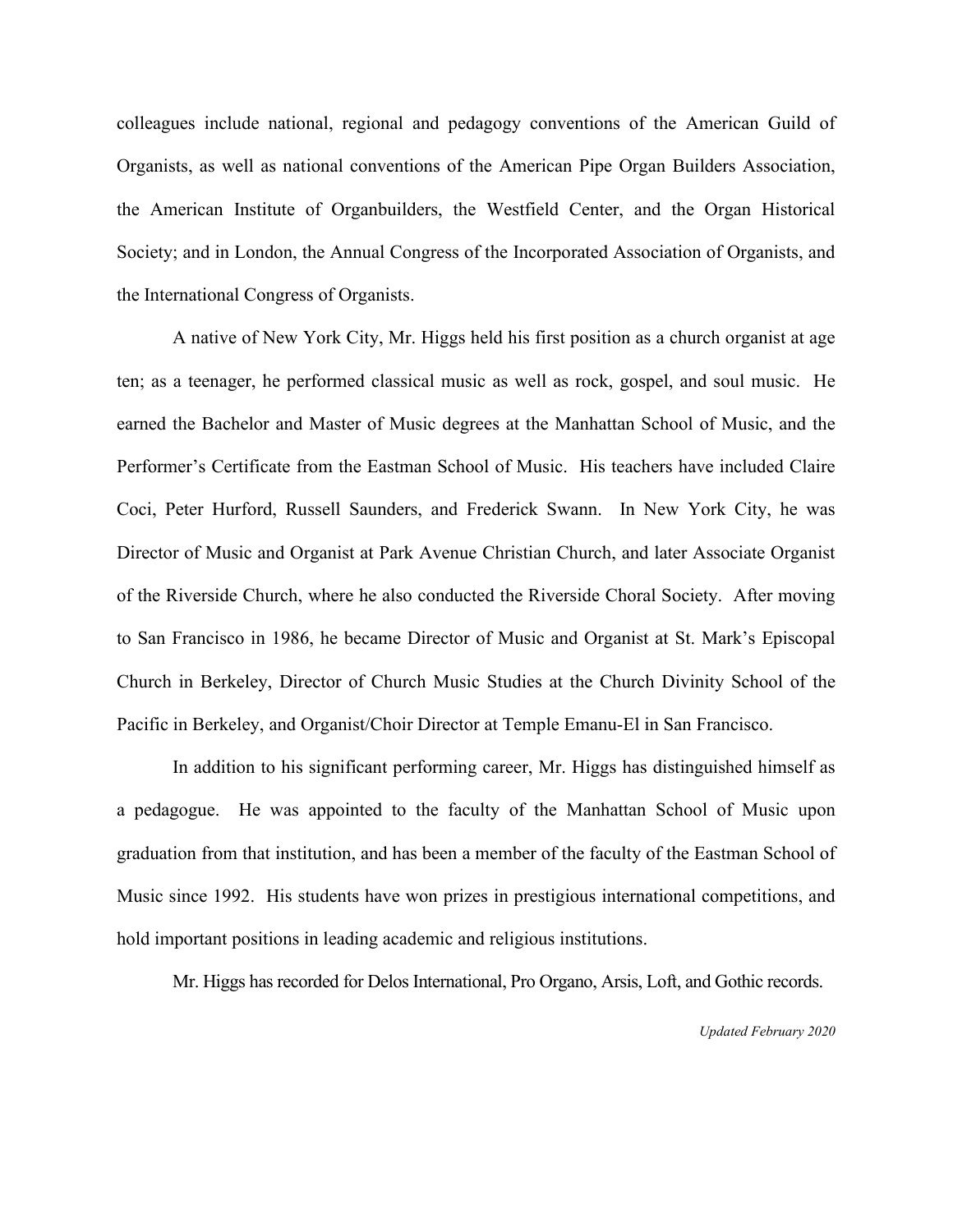colleagues include national, regional and pedagogy conventions of the American Guild of Organists, as well as national conventions of the American Pipe Organ Builders Association, the American Institute of Organbuilders, the Westfield Center, and the Organ Historical Society; and in London, the Annual Congress of the Incorporated Association of Organists, and the International Congress of Organists.

A native of New York City, Mr. Higgs held his first position as a church organist at age ten; as a teenager, he performed classical music as well as rock, gospel, and soul music. He earned the Bachelor and Master of Music degrees at the Manhattan School of Music, and the Performer's Certificate from the Eastman School of Music. His teachers have included Claire Coci, Peter Hurford, Russell Saunders, and Frederick Swann. In New York City, he was Director of Music and Organist at Park Avenue Christian Church, and later Associate Organist of the Riverside Church, where he also conducted the Riverside Choral Society. After moving to San Francisco in 1986, he became Director of Music and Organist at St. Mark's Episcopal Church in Berkeley, Director of Church Music Studies at the Church Divinity School of the Pacific in Berkeley, and Organist/Choir Director at Temple Emanu-El in San Francisco.

In addition to his significant performing career, Mr. Higgs has distinguished himself as a pedagogue. He was appointed to the faculty of the Manhattan School of Music upon graduation from that institution, and has been a member of the faculty of the Eastman School of Music since 1992. His students have won prizes in prestigious international competitions, and hold important positions in leading academic and religious institutions.

Mr. Higgs has recorded for Delos International, Pro Organo, Arsis, Loft, and Gothic records.

*Updated February 2020*